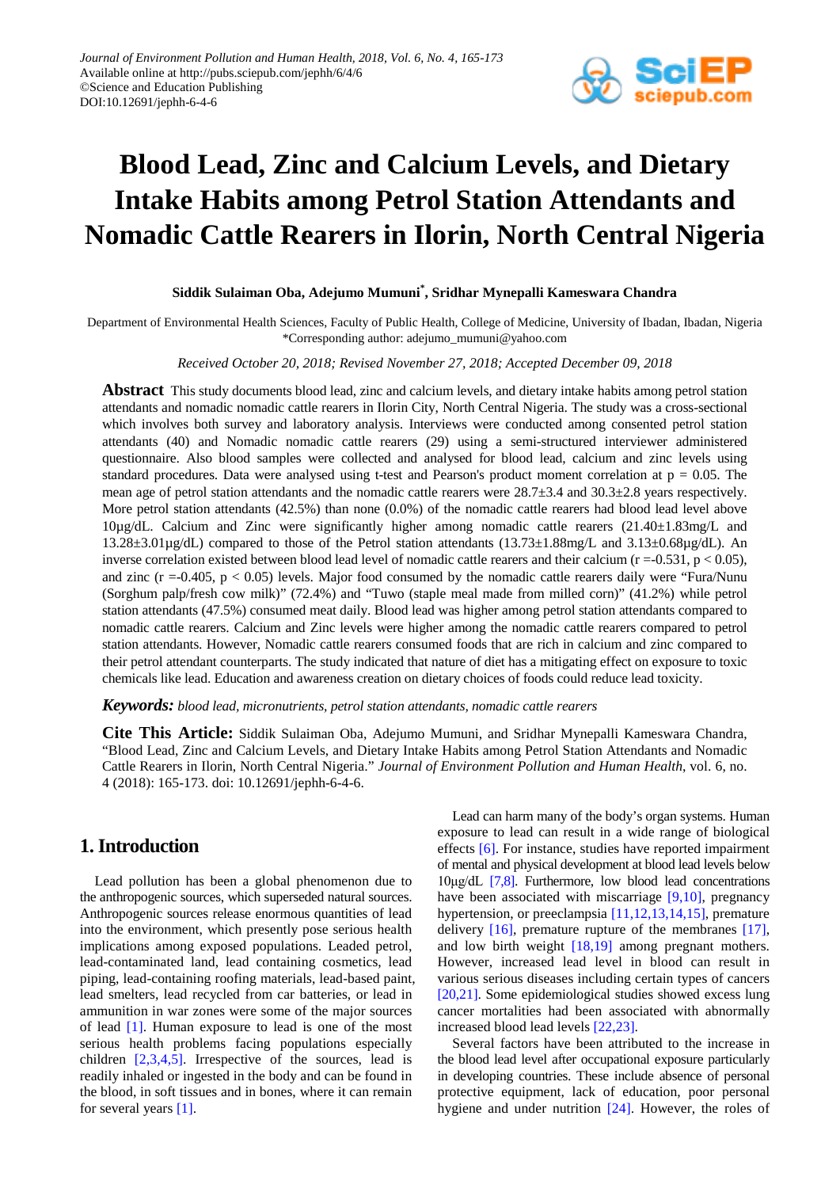Journal of Environment Pollution and Human Health, 2018, Vol. 6, No. 4, 165-173
Available online at http://pubs.sciepub.com/jephh/6/4/6
©Science and Education Publishing
DOI:10.12691/jephh-6-4-6

# Blood Lead, Zinc and Calcium Levels, and Dietary Intake Habits among Petrol Station Attendants and Nomadic Cattle Rearers in Ilorin, North Central Nigeria

**Siddik Sulaiman Oba, Adejumo Mumuni*, Sridhar Mynepalli Kameswara Chandra**

Department of Environmental Health Sciences, Faculty of Public Health, College of Medicine, University of Ibadan, Ibadan, Nigeria
*Corresponding author: adejumo_mumuni@yahoo.com

*Received October 20, 2018; Revised November 27, 2018; Accepted December 09, 2018*

**Abstract** This study documents blood lead, zinc and calcium levels, and dietary intake habits among petrol station attendants and nomadic nomadic cattle rearers in Ilorin City, North Central Nigeria. The study was a cross-sectional which involves both survey and laboratory analysis. Interviews were conducted among consented petrol station attendants (40) and Nomadic nomadic cattle rearers (29) using a semi-structured interviewer administered questionnaire. Also blood samples were collected and analysed for blood lead, calcium and zinc levels using standard procedures. Data were analysed using t-test and Pearson's product moment correlation at p = 0.05. The mean age of petrol station attendants and the nomadic cattle rearers were 28.7±3.4 and 30.3±2.8 years respectively. More petrol station attendants (42.5%) than none (0.0%) of the nomadic cattle rearers had blood lead level above 10µg/dL. Calcium and Zinc were significantly higher among nomadic cattle rearers (21.40±1.83mg/L and 13.28±3.01µg/dL) compared to those of the Petrol station attendants (13.73±1.88mg/L and 3.13±0.68µg/dL). An inverse correlation existed between blood lead level of nomadic cattle rearers and their calcium (r =-0.531, p < 0.05), and zinc (r =-0.405, p < 0.05) levels. Major food consumed by the nomadic cattle rearers daily were "Fura/Nunu (Sorghum palp/fresh cow milk)" (72.4%) and "Tuwo (staple meal made from milled corn)" (41.2%) while petrol station attendants (47.5%) consumed meat daily. Blood lead was higher among petrol station attendants compared to nomadic cattle rearers. Calcium and Zinc levels were higher among the nomadic cattle rearers compared to petrol station attendants. However, Nomadic cattle rearers consumed foods that are rich in calcium and zinc compared to their petrol attendant counterparts. The study indicated that nature of diet has a mitigating effect on exposure to toxic chemicals like lead. Education and awareness creation on dietary choices of foods could reduce lead toxicity.

***Keywords:*** *blood lead, micronutrients, petrol station attendants, nomadic cattle rearers*

**Cite This Article:** Siddik Sulaiman Oba, Adejumo Mumuni, and Sridhar Mynepalli Kameswara Chandra, "Blood Lead, Zinc and Calcium Levels, and Dietary Intake Habits among Petrol Station Attendants and Nomadic Cattle Rearers in Ilorin, North Central Nigeria." *Journal of Environment Pollution and Human Health*, vol. 6, no. 4 (2018): 165-173. doi: 10.12691/jephh-6-4-6.

## 1. Introduction

Lead pollution has been a global phenomenon due to the anthropogenic sources, which superseded natural sources. Anthropogenic sources release enormous quantities of lead into the environment, which presently pose serious health implications among exposed populations. Leaded petrol, lead-contaminated land, lead containing cosmetics, lead piping, lead-containing roofing materials, lead-based paint, lead smelters, lead recycled from car batteries, or lead in ammunition in war zones were some of the major sources of lead [1]. Human exposure to lead is one of the most serious health problems facing populations especially children [2,3,4,5]. Irrespective of the sources, lead is readily inhaled or ingested in the body and can be found in the blood, in soft tissues and in bones, where it can remain for several years [1].

Lead can harm many of the body's organ systems. Human exposure to lead can result in a wide range of biological effects [6]. For instance, studies have reported impairment of mental and physical development at blood lead levels below 10µg/dL [7,8]. Furthermore, low blood lead concentrations have been associated with miscarriage [9,10], pregnancy hypertension, or preeclampsia [11,12,13,14,15], premature delivery [16], premature rupture of the membranes [17], and low birth weight [18,19] among pregnant mothers. However, increased lead level in blood can result in various serious diseases including certain types of cancers [20,21]. Some epidemiological studies showed excess lung cancer mortalities had been associated with abnormally increased blood lead levels [22,23].

Several factors have been attributed to the increase in the blood lead level after occupational exposure particularly in developing countries. These include absence of personal protective equipment, lack of education, poor personal hygiene and under nutrition [24]. However, the roles of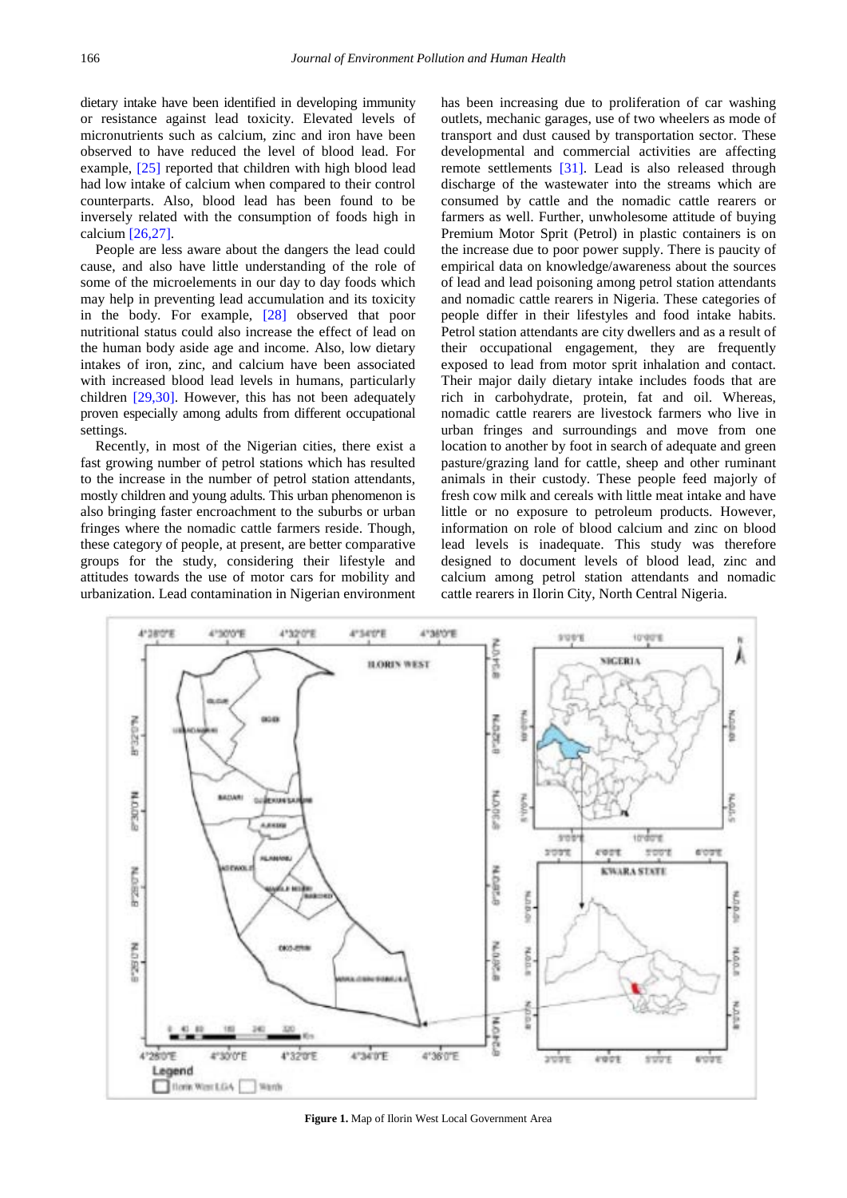dietary intake have been identified in developing immunity or resistance against lead toxicity. Elevated levels of micronutrients such as calcium, zinc and iron have been observed to have reduced the level of blood lead. For example, [25] reported that children with high blood lead had low intake of calcium when compared to their control counterparts. Also, blood lead has been found to be inversely related with the consumption of foods high in calcium [26,27].

People are less aware about the dangers the lead could cause, and also have little understanding of the role of some of the microelements in our day to day foods which may help in preventing lead accumulation and its toxicity in the body. For example, [28] observed that poor nutritional status could also increase the effect of lead on the human body aside age and income. Also, low dietary intakes of iron, zinc, and calcium have been associated with increased blood lead levels in humans, particularly children [29,30]. However, this has not been adequately proven especially among adults from different occupational settings.

Recently, in most of the Nigerian cities, there exist a fast growing number of petrol stations which has resulted to the increase in the number of petrol station attendants, mostly children and young adults. This urban phenomenon is also bringing faster encroachment to the suburbs or urban fringes where the nomadic cattle farmers reside. Though, these category of people, at present, are better comparative groups for the study, considering their lifestyle and attitudes towards the use of motor cars for mobility and urbanization. Lead contamination in Nigerian environment has been increasing due to proliferation of car washing outlets, mechanic garages, use of two wheelers as mode of transport and dust caused by transportation sector. These developmental and commercial activities are affecting remote settlements [31]. Lead is also released through discharge of the wastewater into the streams which are consumed by cattle and the nomadic cattle rearers or farmers as well. Further, unwholesome attitude of buying Premium Motor Sprit (Petrol) in plastic containers is on the increase due to poor power supply. There is paucity of empirical data on knowledge/awareness about the sources of lead and lead poisoning among petrol station attendants and nomadic cattle rearers in Nigeria. These categories of people differ in their lifestyles and food intake habits. Petrol station attendants are city dwellers and as a result of their occupational engagement, they are frequently exposed to lead from motor sprit inhalation and contact. Their major daily dietary intake includes foods that are rich in carbohydrate, protein, fat and oil. Whereas, nomadic cattle rearers are livestock farmers who live in urban fringes and surroundings and move from one location to another by foot in search of adequate and green pasture/grazing land for cattle, sheep and other ruminant animals in their custody. These people feed majorly of fresh cow milk and cereals with little meat intake and have little or no exposure to petroleum products. However, information on role of blood calcium and zinc on blood lead levels is inadequate. This study was therefore designed to document levels of blood lead, zinc and calcium among petrol station attendants and nomadic cattle rearers in Ilorin City, North Central Nigeria.

**Figure 1.** Map of Ilorin West Local Government Area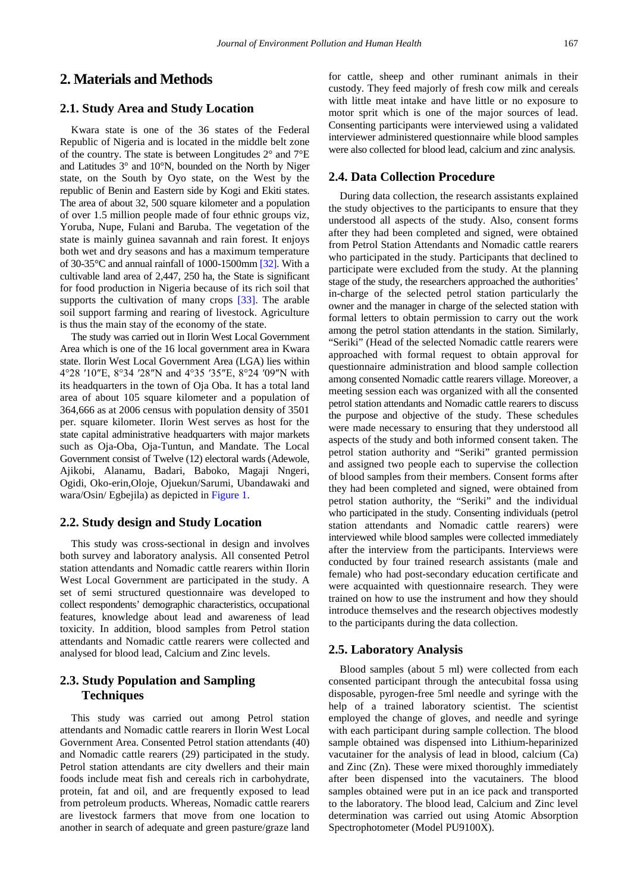## 2. Materials and Methods

### 2.1. Study Area and Study Location

Kwara state is one of the 36 states of the Federal Republic of Nigeria and is located in the middle belt zone of the country. The state is between Longitudes 2° and 7°E and Latitudes 3° and 10°N, bounded on the North by Niger state, on the South by Oyo state, on the West by the republic of Benin and Eastern side by Kogi and Ekiti states. The area of about 32, 500 square kilometer and a population of over 1.5 million people made of four ethnic groups viz, Yoruba, Nupe, Fulani and Baruba. The vegetation of the state is mainly guinea savannah and rain forest. It enjoys both wet and dry seasons and has a maximum temperature of 30-35°C and annual rainfall of 1000-1500mm [32]. With a cultivable land area of 2,447, 250 ha, the State is significant for food production in Nigeria because of its rich soil that supports the cultivation of many crops [33]. The arable soil support farming and rearing of livestock. Agriculture is thus the main stay of the economy of the state.

The study was carried out in Ilorin West Local Government Area which is one of the 16 local government area in Kwara state. Ilorin West Local Government Area (LGA) lies within 4°28 ′10″E, 8°34 ′28″N and 4°35 ′35″E, 8°24 ′09″N with its headquarters in the town of Oja Oba. It has a total land area of about 105 square kilometer and a population of 364,666 as at 2006 census with population density of 3501 per. square kilometer. Ilorin West serves as host for the state capital administrative headquarters with major markets such as Oja-Oba, Oja-Tuntun, and Mandate. The Local Government consist of Twelve (12) electoral wards (Adewole, Ajikobi, Alanamu, Badari, Baboko, Magaji Ngeri, Ogidi, Oko-erin,Oloje, Ojuekun/Sarumi, Ubandawaki and wara/Osin/ Egbejila) as depicted in Figure 1.

### 2.2. Study design and Study Location

This study was cross-sectional in design and involves both survey and laboratory analysis. All consented Petrol station attendants and Nomadic cattle rearers within Ilorin West Local Government are participated in the study. A set of semi structured questionnaire was developed to collect respondents' demographic characteristics, occupational features, knowledge about lead and awareness of lead toxicity. In addition, blood samples from Petrol station attendants and Nomadic cattle rearers were collected and analysed for blood lead, Calcium and Zinc levels.

### 2.3. Study Population and Sampling Techniques

This study was carried out among Petrol station attendants and Nomadic cattle rearers in Ilorin West Local Government Area. Consented Petrol station attendants (40) and Nomadic cattle rearers (29) participated in the study. Petrol station attendants are city dwellers and their main foods include meat fish and cereals rich in carbohydrate, protein, fat and oil, and are frequently exposed to lead from petroleum products. Whereas, Nomadic cattle rearers are livestock farmers that move from one location to another in search of adequate and green pasture/graze land for cattle, sheep and other ruminant animals in their custody. They feed majorly of fresh cow milk and cereals with little meat intake and have little or no exposure to motor sprit which is one of the major sources of lead. Consenting participants were interviewed using a validated interviewer administered questionnaire while blood samples were also collected for blood lead, calcium and zinc analysis.

### 2.4. Data Collection Procedure

During data collection, the research assistants explained the study objectives to the participants to ensure that they understood all aspects of the study. Also, consent forms after they had been completed and signed, were obtained from Petrol Station Attendants and Nomadic cattle rearers who participated in the study. Participants that declined to participate were excluded from the study. At the planning stage of the study, the researchers approached the authorities' in-charge of the selected petrol station particularly the owner and the manager in charge of the selected station with formal letters to obtain permission to carry out the work among the petrol station attendants in the station. Similarly, "Seriki" (Head of the selected Nomadic cattle rearers were approached with formal request to obtain approval for questionnaire administration and blood sample collection among consented Nomadic cattle rearers village. Moreover, a meeting session each was organized with all the consented petrol station attendants and Nomadic cattle rearers to discuss the purpose and objective of the study. These schedules were made necessary to ensuring that they understood all aspects of the study and both informed consent taken. The petrol station authority and "Seriki" granted permission and assigned two people each to supervise the collection of blood samples from their members. Consent forms after they had been completed and signed, were obtained from petrol station authority, the "Seriki" and the individual who participated in the study. Consenting individuals (petrol station attendants and Nomadic cattle rearers) were interviewed while blood samples were collected immediately after the interview from the participants. Interviews were conducted by four trained research assistants (male and female) who had post-secondary education certificate and were acquainted with questionnaire research. They were trained on how to use the instrument and how they should introduce themselves and the research objectives modestly to the participants during the data collection.

### 2.5. Laboratory Analysis

Blood samples (about 5 ml) were collected from each consented participant through the antecubital fossa using disposable, pyrogen-free 5ml needle and syringe with the help of a trained laboratory scientist. The scientist employed the change of gloves, and needle and syringe with each participant during sample collection. The blood sample obtained was dispensed into Lithium-heparinized vacutainer for the analysis of lead in blood, calcium (Ca) and Zinc (Zn). These were mixed thoroughly immediately after been dispensed into the vacutainers. The blood samples obtained were put in an ice pack and transported to the laboratory. The blood lead, Calcium and Zinc level determination was carried out using Atomic Absorption Spectrophotometer (Model PU9100X).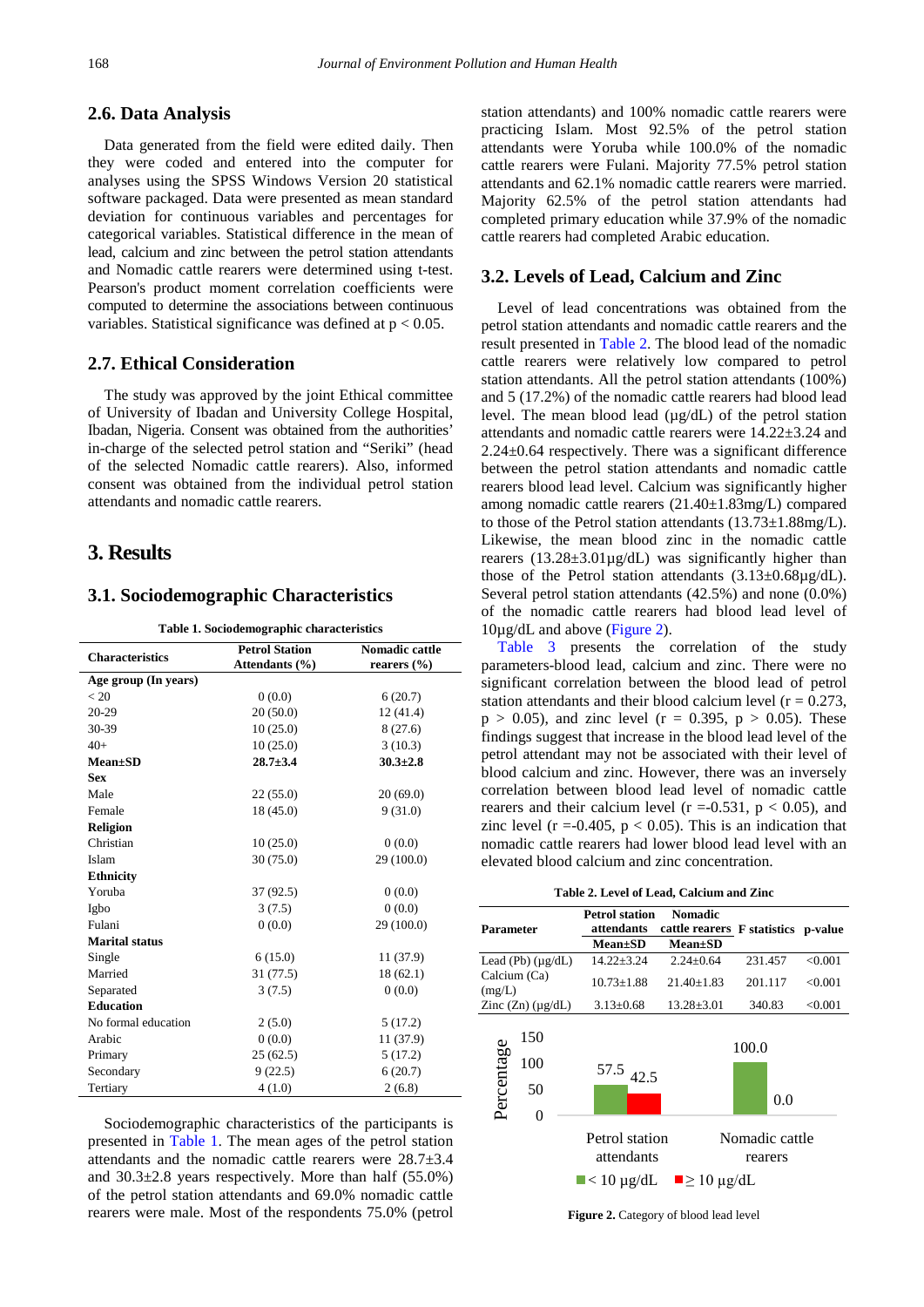## 2.6. Data Analysis

Data generated from the field were edited daily. Then they were coded and entered into the computer for analyses using the SPSS Windows Version 20 statistical software packaged. Data were presented as mean standard deviation for continuous variables and percentages for categorical variables. Statistical difference in the mean of lead, calcium and zinc between the petrol station attendants and Nomadic cattle rearers were determined using t-test. Pearson's product moment correlation coefficients were computed to determine the associations between continuous variables. Statistical significance was defined at $p < 0.05$.

## 2.7. Ethical Consideration

The study was approved by the joint Ethical committee of University of Ibadan and University College Hospital, Ibadan, Nigeria. Consent was obtained from the authorities' in-charge of the selected petrol station and "Seriki" (head of the selected Nomadic cattle rearers). Also, informed consent was obtained from the individual petrol station attendants and nomadic cattle rearers.

# 3. Results

## 3.1. Sociodemographic Characteristics

**Table 1. Sociodemographic characteristics**

| Characteristics | Petrol Station Attendants (%) | Nomadic cattle rearers (%) |
|---|---|---|
| **Age group (In years)** | | |
| < 20 | 0 (0.0) | 6 (20.7) |
| 20-29 | 20 (50.0) | 12 (41.4) |
| 30-39 | 10 (25.0) | 8 (27.6) |
| 40+ | 10 (25.0) | 3 (10.3) |
| **Mean±SD** | **28.7±3.4** | **30.3±2.8** |
| **Sex** | | |
| Male | 22 (55.0) | 20 (69.0) |
| Female | 18 (45.0) | 9 (31.0) |
| **Religion** | | |
| Christian | 10 (25.0) | 0 (0.0) |
| Islam | 30 (75.0) | 29 (100.0) |
| **Ethnicity** | | |
| Yoruba | 37 (92.5) | 0 (0.0) |
| Igbo | 3 (7.5) | 0 (0.0) |
| Fulani | 0 (0.0) | 29 (100.0) |
| **Marital status** | | |
| Single | 6 (15.0) | 11 (37.9) |
| Married | 31 (77.5) | 18 (62.1) |
| Separated | 3 (7.5) | 0 (0.0) |
| **Education** | | |
| No formal education | 2 (5.0) | 5 (17.2) |
| Arabic | 0 (0.0) | 11 (37.9) |
| Primary | 25 (62.5) | 5 (17.2) |
| Secondary | 9 (22.5) | 6 (20.7) |
| Tertiary | 4 (1.0) | 2 (6.8) |

Sociodemographic characteristics of the participants is presented in Table 1. The mean ages of the petrol station attendants and the nomadic cattle rearers were 28.7±3.4 and 30.3±2.8 years respectively. More than half (55.0%) of the petrol station attendants and 69.0% nomadic cattle rearers were male. Most of the respondents 75.0% (petrol station attendants) and 100% nomadic cattle rearers were practicing Islam. Most 92.5% of the petrol station attendants were Yoruba while 100.0% of the nomadic cattle rearers were Fulani. Majority 77.5% petrol station attendants and 62.1% nomadic cattle rearers were married. Majority 62.5% of the petrol station attendants had completed primary education while 37.9% of the nomadic cattle rearers had completed Arabic education.

## 3.2. Levels of Lead, Calcium and Zinc

Level of lead concentrations was obtained from the petrol station attendants and nomadic cattle rearers and the result presented in Table 2. The blood lead of the nomadic cattle rearers were relatively low compared to petrol station attendants. All the petrol station attendants (100%) and 5 (17.2%) of the nomadic cattle rearers had blood lead level. The mean blood lead (µg/dL) of the petrol station attendants and nomadic cattle rearers were 14.22±3.24 and 2.24±0.64 respectively. There was a significant difference between the petrol station attendants and nomadic cattle rearers blood lead level. Calcium was significantly higher among nomadic cattle rearers (21.40±1.83mg/L) compared to those of the Petrol station attendants (13.73±1.88mg/L). Likewise, the mean blood zinc in the nomadic cattle rearers (13.28±3.01µg/dL) was significantly higher than those of the Petrol station attendants (3.13±0.68µg/dL). Several petrol station attendants (42.5%) and none (0.0%) of the nomadic cattle rearers had blood lead level of 10µg/dL and above (Figure 2).

Table 3 presents the correlation of the study parameters-blood lead, calcium and zinc. There were no significant correlation between the blood lead of petrol station attendants and their blood calcium level ($r = 0.273$, $p > 0.05$), and zinc level ($r = 0.395$, $p > 0.05$). These findings suggest that increase in the blood lead level of the petrol attendant may not be associated with their level of blood calcium and zinc. However, there was an inversely correlation between blood lead level of nomadic cattle rearers and their calcium level ($r = -0.531$, $p < 0.05$), and zinc level ($r = -0.405$, $p < 0.05$). This is an indication that nomadic cattle rearers had lower blood lead level with an elevated blood calcium and zinc concentration.

**Table 2. Level of Lead, Calcium and Zinc**

| Parameter | Petrol station attendants Mean±SD | Nomadic cattle rearers Mean±SD | F statistics | p-value |
|---|---|---|---|---|
| Lead (Pb) (µg/dL) | 14.22±3.24 | 2.24±0.64 | 231.457 | <0.001 |
| Calcium (Ca) (mg/L) | 10.73±1.88 | 21.40±1.83 | 201.117 | <0.001 |
| Zinc (Zn) (µg/dL) | 3.13±0.68 | 13.28±3.01 | 340.83 | <0.001 |

**Figure 2.** Category of blood lead level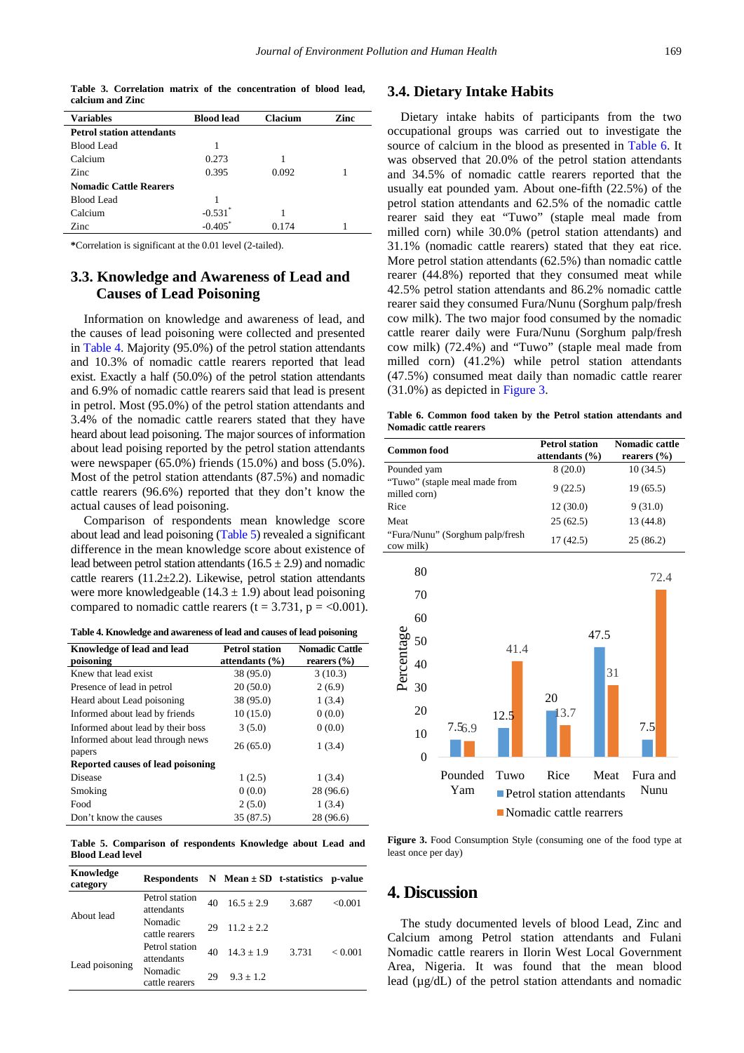**Table 3. Correlation matrix of the concentration of blood lead, calcium and Zinc**

| Variables | Blood lead | Clacium | Zinc |
|---|---|---|---|
| **Petrol station attendants** | | | |
| Blood Lead | 1 | | |
| Calcium | 0.273 | 1 | |
| Zinc | 0.395 | 0.092 | 1 |
| **Nomadic Cattle Rearers** | | | |
| Blood Lead | 1 | | |
| Calcium | -0.531* | 1 | |
| Zinc | -0.405* | 0.174 | 1 |

***Correlation is significant at the 0.01 level (2-tailed).**

## 3.3. Knowledge and Awareness of Lead and Causes of Lead Poisoning

Information on knowledge and awareness of lead, and the causes of lead poisoning were collected and presented in Table 4. Majority (95.0%) of the petrol station attendants and 10.3% of nomadic cattle rearers reported that lead exist. Exactly a half (50.0%) of the petrol station attendants and 6.9% of nomadic cattle rearers said that lead is present in petrol. Most (95.0%) of the petrol station attendants and 3.4% of the nomadic cattle rearers stated that they have heard about lead poisoning. The major sources of information about lead poising reported by the petrol station attendants were newspaper (65.0%) friends (15.0%) and boss (5.0%). Most of the petrol station attendants (87.5%) and nomadic cattle rearers (96.6%) reported that they don't know the actual causes of lead poisoning.

Comparison of respondents mean knowledge score about lead and lead poisoning (Table 5) revealed a significant difference in the mean knowledge score about existence of lead between petrol station attendants (16.5 ± 2.9) and nomadic cattle rearers (11.2±2.2). Likewise, petrol station attendants were more knowledgeable (14.3 ± 1.9) about lead poisoning compared to nomadic cattle rearers (t = 3.731, p = <0.001).

**Table 4. Knowledge and awareness of lead and causes of lead poisoning**

| Knowledge of lead and lead poisoning | Petrol station attendants (%) | Nomadic Cattle rearers (%) |
|---|---|---|
| Knew that lead exist | 38 (95.0) | 3 (10.3) |
| Presence of lead in petrol | 20 (50.0) | 2 (6.9) |
| Heard about Lead poisoning | 38 (95.0) | 1 (3.4) |
| Informed about lead by friends | 10 (15.0) | 0 (0.0) |
| Informed about lead by their boss | 3 (5.0) | 0 (0.0) |
| Informed about lead through news papers | 26 (65.0) | 1 (3.4) |
| **Reported causes of lead poisoning** | | |
| Disease | 1 (2.5) | 1 (3.4) |
| Smoking | 0 (0.0) | 28 (96.6) |
| Food | 2 (5.0) | 1 (3.4) |
| Don't know the causes | 35 (87.5) | 28 (96.6) |

**Table 5. Comparison of respondents Knowledge about Lead and Blood Lead level**

| Knowledge category | Respondents | N | Mean ± SD | t-statistics | p-value |
|---|---|---|---|---|---|
| About lead | Petrol station attendants | 40 | 16.5 ± 2.9 | 3.687 | <0.001 |
| | Nomadic cattle rearers | 29 | 11.2 ± 2.2 | | |
| Lead poisoning | Petrol station attendants | 40 | 14.3 ± 1.9 | 3.731 | < 0.001 |
| | Nomadic cattle rearers | 29 | 9.3 ± 1.2 | | |

## 3.4. Dietary Intake Habits

Dietary intake habits of participants from the two occupational groups was carried out to investigate the source of calcium in the blood as presented in Table 6. It was observed that 20.0% of the petrol station attendants and 34.5% of nomadic cattle rearers reported that the usually eat pounded yam. About one-fifth (22.5%) of the petrol station attendants and 62.5% of the nomadic cattle rearer said they eat "Tuwo" (staple meal made from milled corn) while 30.0% (petrol station attendants) and 31.1% (nomadic cattle rearers) stated that they eat rice. More petrol station attendants (62.5%) than nomadic cattle rearer (44.8%) reported that they consumed meat while 42.5% petrol station attendants and 86.2% nomadic cattle rearer said they consumed Fura/Nunu (Sorghum palp/fresh cow milk). The two major food consumed by the nomadic cattle rearer daily were Fura/Nunu (Sorghum palp/fresh cow milk) (72.4%) and "Tuwo" (staple meal made from milled corn) (41.2%) while petrol station attendants (47.5%) consumed meat daily than nomadic cattle rearer (31.0%) as depicted in Figure 3.

**Table 6. Common food taken by the Petrol station attendants and Nomadic cattle rearers**

| Common food | Petrol station attendants (%) | Nomadic cattle rearers (%) |
|---|---|---|
| Pounded yam | 8 (20.0) | 10 (34.5) |
| "Tuwo" (staple meal made from milled corn) | 9 (22.5) | 19 (65.5) |
| Rice | 12 (30.0) | 9 (31.0) |
| Meat | 25 (62.5) | 13 (44.8) |
| "Fura/Nunu" (Sorghum palp/fresh cow milk) | 17 (42.5) | 25 (86.2) |

| Food | Petrol station attendants | Nomadic cattle rearers |
|---|---|---|
| Pounded Yam | 7.5 | 6.9 |
| Tuwo | 12.5 | 41.4 |
| Rice | 20 | 13.7 |
| Meat | 47.5 | 31 |
| Fura and Nunu | 7.5 | 72.4 |

**Figure 3.** Food Consumption Style (consuming one of the food type at least once per day)

# 4. Discussion

The study documented levels of blood Lead, Zinc and Calcium among Petrol station attendants and Fulani Nomadic cattle rearers in Ilorin West Local Government Area, Nigeria. It was found that the mean blood lead (µg/dL) of the petrol station attendants and nomadic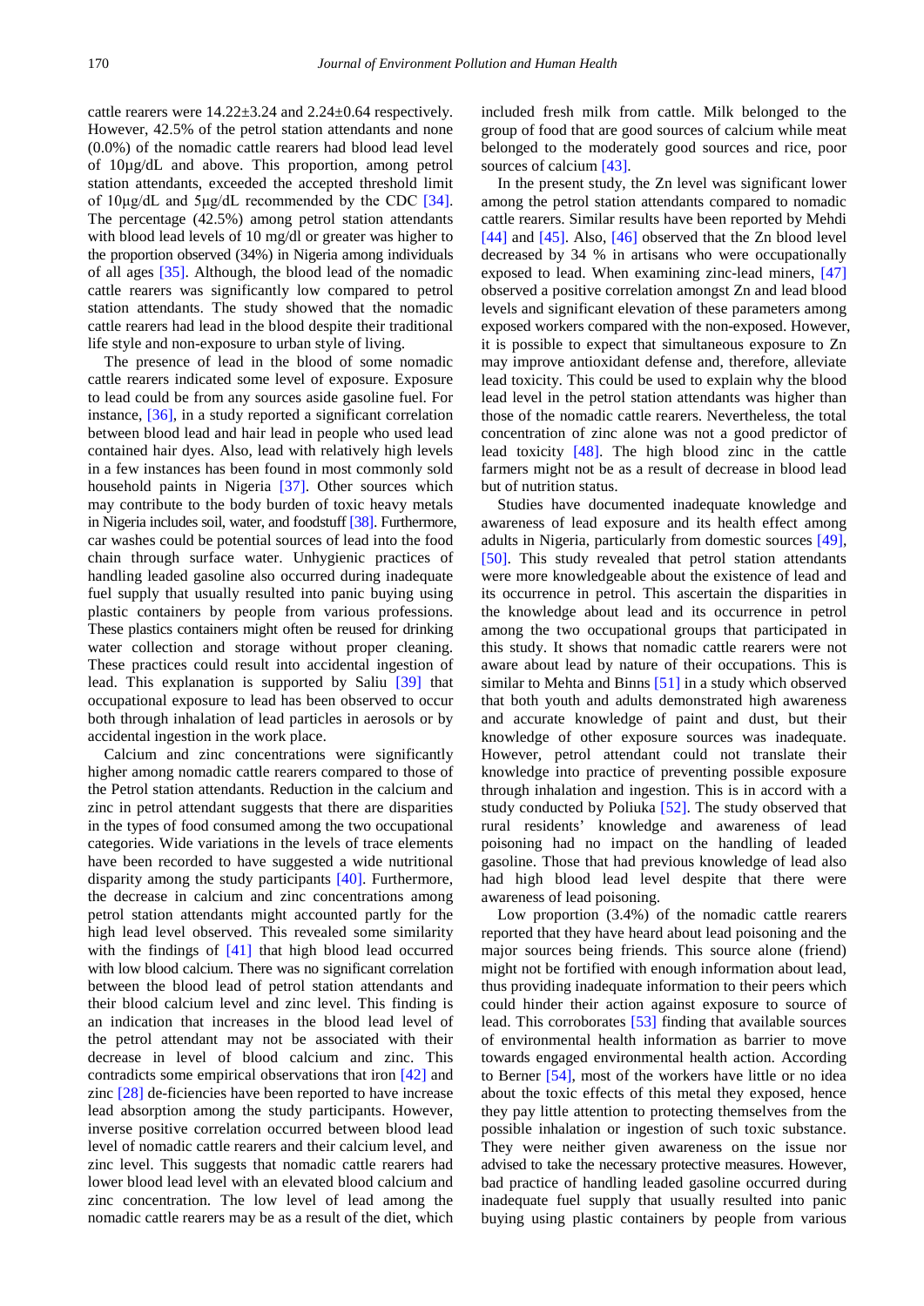cattle rearers were 14.22±3.24 and 2.24±0.64 respectively. However, 42.5% of the petrol station attendants and none (0.0%) of the nomadic cattle rearers had blood lead level of 10µg/dL and above. This proportion, among petrol station attendants, exceeded the accepted threshold limit of 10µg/dL and 5µg/dL recommended by the CDC [34]. The percentage (42.5%) among petrol station attendants with blood lead levels of 10 mg/dl or greater was higher to the proportion observed (34%) in Nigeria among individuals of all ages [35]. Although, the blood lead of the nomadic cattle rearers was significantly low compared to petrol station attendants. The study showed that the nomadic cattle rearers had lead in the blood despite their traditional life style and non-exposure to urban style of living.

The presence of lead in the blood of some nomadic cattle rearers indicated some level of exposure. Exposure to lead could be from any sources aside gasoline fuel. For instance, [36], in a study reported a significant correlation between blood lead and hair lead in people who used lead contained hair dyes. Also, lead with relatively high levels in a few instances has been found in most commonly sold household paints in Nigeria [37]. Other sources which may contribute to the body burden of toxic heavy metals in Nigeria includes soil, water, and foodstuff [38]. Furthermore, car washes could be potential sources of lead into the food chain through surface water. Unhygienic practices of handling leaded gasoline also occurred during inadequate fuel supply that usually resulted into panic buying using plastic containers by people from various professions. These plastics containers might often be reused for drinking water collection and storage without proper cleaning. These practices could result into accidental ingestion of lead. This explanation is supported by Saliu [39] that occupational exposure to lead has been observed to occur both through inhalation of lead particles in aerosols or by accidental ingestion in the work place.

Calcium and zinc concentrations were significantly higher among nomadic cattle rearers compared to those of the Petrol station attendants. Reduction in the calcium and zinc in petrol attendant suggests that there are disparities in the types of food consumed among the two occupational categories. Wide variations in the levels of trace elements have been recorded to have suggested a wide nutritional disparity among the study participants [40]. Furthermore, the decrease in calcium and zinc concentrations among petrol station attendants might accounted partly for the high lead level observed. This revealed some similarity with the findings of [41] that high blood lead occurred with low blood calcium. There was no significant correlation between the blood lead of petrol station attendants and their blood calcium level and zinc level. This finding is an indication that increases in the blood lead level of the petrol attendant may not be associated with their decrease in level of blood calcium and zinc. This contradicts some empirical observations that iron [42] and zinc [28] de-ficiencies have been reported to have increase lead absorption among the study participants. However, inverse positive correlation occurred between blood lead level of nomadic cattle rearers and their calcium level, and zinc level. This suggests that nomadic cattle rearers had lower blood lead level with an elevated blood calcium and zinc concentration. The low level of lead among the nomadic cattle rearers may be as a result of the diet, which included fresh milk from cattle. Milk belonged to the group of food that are good sources of calcium while meat belonged to the moderately good sources and rice, poor sources of calcium [43].

In the present study, the Zn level was significant lower among the petrol station attendants compared to nomadic cattle rearers. Similar results have been reported by Mehdi [44] and [45]. Also, [46] observed that the Zn blood level decreased by 34 % in artisans who were occupationally exposed to lead. When examining zinc-lead miners, [47] observed a positive correlation amongst Zn and lead blood levels and significant elevation of these parameters among exposed workers compared with the non-exposed. However, it is possible to expect that simultaneous exposure to Zn may improve antioxidant defense and, therefore, alleviate lead toxicity. This could be used to explain why the blood lead level in the petrol station attendants was higher than those of the nomadic cattle rearers. Nevertheless, the total concentration of zinc alone was not a good predictor of lead toxicity [48]. The high blood zinc in the cattle farmers might not be as a result of decrease in blood lead but of nutrition status.

Studies have documented inadequate knowledge and awareness of lead exposure and its health effect among adults in Nigeria, particularly from domestic sources [49], [50]. This study revealed that petrol station attendants were more knowledgeable about the existence of lead and its occurrence in petrol. This ascertain the disparities in the knowledge about lead and its occurrence in petrol among the two occupational groups that participated in this study. It shows that nomadic cattle rearers were not aware about lead by nature of their occupations. This is similar to Mehta and Binns [51] in a study which observed that both youth and adults demonstrated high awareness and accurate knowledge of paint and dust, but their knowledge of other exposure sources was inadequate. However, petrol attendant could not translate their knowledge into practice of preventing possible exposure through inhalation and ingestion. This is in accord with a study conducted by Poliuka [52]. The study observed that rural residents' knowledge and awareness of lead poisoning had no impact on the handling of leaded gasoline. Those that had previous knowledge of lead also had high blood lead level despite that there were awareness of lead poisoning.

Low proportion (3.4%) of the nomadic cattle rearers reported that they have heard about lead poisoning and the major sources being friends. This source alone (friend) might not be fortified with enough information about lead, thus providing inadequate information to their peers which could hinder their action against exposure to source of lead. This corroborates [53] finding that available sources of environmental health information as barrier to move towards engaged environmental health action. According to Berner [54], most of the workers have little or no idea about the toxic effects of this metal they exposed, hence they pay little attention to protecting themselves from the possible inhalation or ingestion of such toxic substance. They were neither given awareness on the issue nor advised to take the necessary protective measures. However, bad practice of handling leaded gasoline occurred during inadequate fuel supply that usually resulted into panic buying using plastic containers by people from various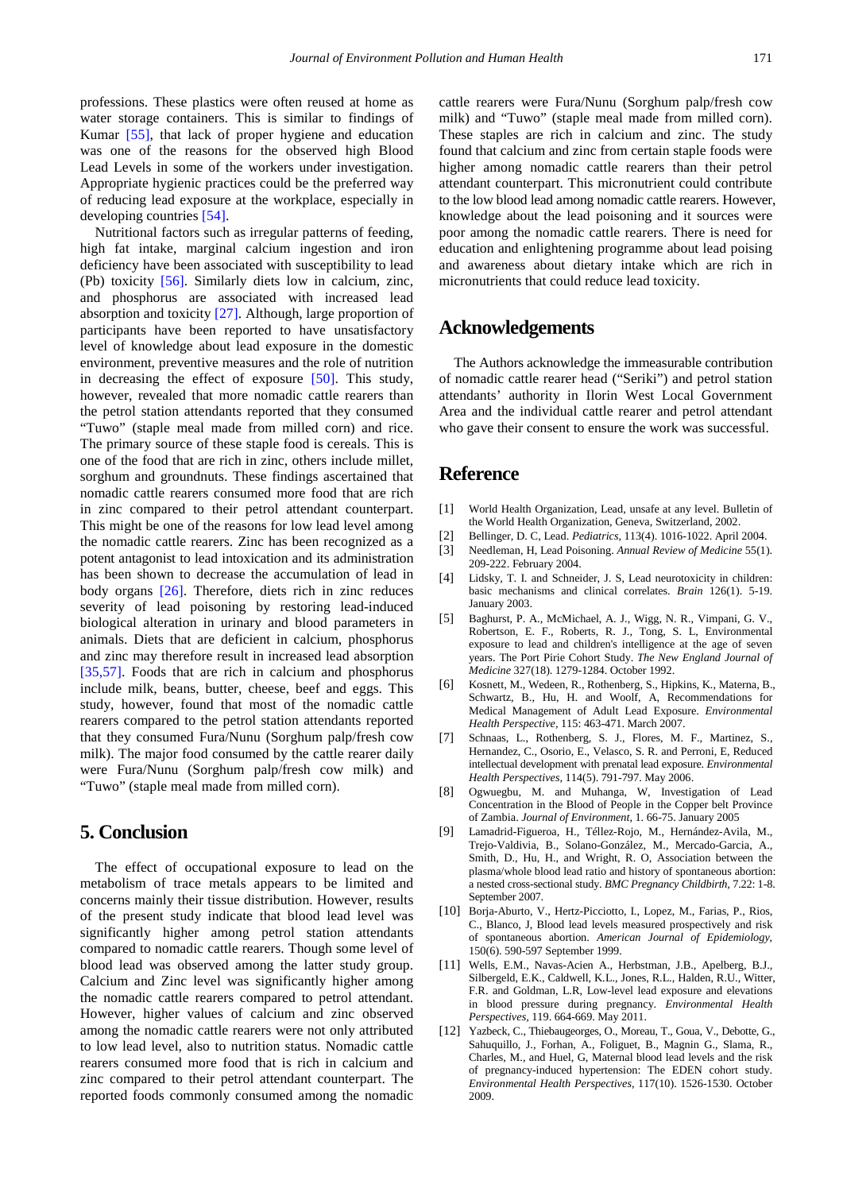professions. These plastics were often reused at home as water storage containers. This is similar to findings of Kumar [55], that lack of proper hygiene and education was one of the reasons for the observed high Blood Lead Levels in some of the workers under investigation. Appropriate hygienic practices could be the preferred way of reducing lead exposure at the workplace, especially in developing countries [54].

Nutritional factors such as irregular patterns of feeding, high fat intake, marginal calcium ingestion and iron deficiency have been associated with susceptibility to lead (Pb) toxicity [56]. Similarly diets low in calcium, zinc, and phosphorus are associated with increased lead absorption and toxicity [27]. Although, large proportion of participants have been reported to have unsatisfactory level of knowledge about lead exposure in the domestic environment, preventive measures and the role of nutrition in decreasing the effect of exposure [50]. This study, however, revealed that more nomadic cattle rearers than the petrol station attendants reported that they consumed "Tuwo" (staple meal made from milled corn) and rice. The primary source of these staple food is cereals. This is one of the food that are rich in zinc, others include millet, sorghum and groundnuts. These findings ascertained that nomadic cattle rearers consumed more food that are rich in zinc compared to their petrol attendant counterpart. This might be one of the reasons for low lead level among the nomadic cattle rearers. Zinc has been recognized as a potent antagonist to lead intoxication and its administration has been shown to decrease the accumulation of lead in body organs [26]. Therefore, diets rich in zinc reduces severity of lead poisoning by restoring lead-induced biological alteration in urinary and blood parameters in animals. Diets that are deficient in calcium, phosphorus and zinc may therefore result in increased lead absorption [35,57]. Foods that are rich in calcium and phosphorus include milk, beans, butter, cheese, beef and eggs. This study, however, found that most of the nomadic cattle rearers compared to the petrol station attendants reported that they consumed Fura/Nunu (Sorghum palp/fresh cow milk). The major food consumed by the cattle rearer daily were Fura/Nunu (Sorghum palp/fresh cow milk) and "Tuwo" (staple meal made from milled corn).

## 5. Conclusion

The effect of occupational exposure to lead on the metabolism of trace metals appears to be limited and concerns mainly their tissue distribution. However, results of the present study indicate that blood lead level was significantly higher among petrol station attendants compared to nomadic cattle rearers. Though some level of blood lead was observed among the latter study group. Calcium and Zinc level was significantly higher among the nomadic cattle rearers compared to petrol attendant. However, higher values of calcium and zinc observed among the nomadic cattle rearers were not only attributed to low lead level, also to nutrition status. Nomadic cattle rearers consumed more food that is rich in calcium and zinc compared to their petrol attendant counterpart. The reported foods commonly consumed among the nomadic cattle rearers were Fura/Nunu (Sorghum palp/fresh cow milk) and "Tuwo" (staple meal made from milled corn). These staples are rich in calcium and zinc. The study found that calcium and zinc from certain staple foods were higher among nomadic cattle rearers than their petrol attendant counterpart. This micronutrient could contribute to the low blood lead among nomadic cattle rearers. However, knowledge about the lead poisoning and it sources were poor among the nomadic cattle rearers. There is need for education and enlightening programme about lead poising and awareness about dietary intake which are rich in micronutrients that could reduce lead toxicity.

## Acknowledgements

The Authors acknowledge the immeasurable contribution of nomadic cattle rearer head ("Seriki") and petrol station attendants' authority in Ilorin West Local Government Area and the individual cattle rearer and petrol attendant who gave their consent to ensure the work was successful.

## Reference

[1] World Health Organization, Lead, unsafe at any level. Bulletin of the World Health Organization, Geneva, Switzerland, 2002.

[2] Bellinger, D. C, Lead. *Pediatrics*, 113(4). 1016-1022. April 2004.

[3] Needleman, H, Lead Poisoning. *Annual Review of Medicine* 55(1). 209-222. February 2004.

[4] Lidsky, T. I. and Schneider, J. S, Lead neurotoxicity in children: basic mechanisms and clinical correlates. *Brain* 126(1). 5-19. January 2003.

[5] Baghurst, P. A., McMichael, A. J., Wigg, N. R., Vimpani, G. V., Robertson, E. F., Roberts, R. J., Tong, S. L, Environmental exposure to lead and children's intelligence at the age of seven years. The Port Pirie Cohort Study. *The New England Journal of Medicine* 327(18). 1279-1284. October 1992.

[6] Kosnett, M., Wedeen, R., Rothenberg, S., Hipkins, K., Materna, B., Schwartz, B., Hu, H. and Woolf, A, Recommendations for Medical Management of Adult Lead Exposure. *Environmental Health Perspective*, 115: 463-471. March 2007.

[7] Schnaas, L., Rothenberg, S. J., Flores, M. F., Martinez, S., Hernandez, C., Osorio, E., Velasco, S. R. and Perroni, E, Reduced intellectual development with prenatal lead exposure. *Environmental Health Perspectives*, 114(5). 791-797. May 2006.

[8] Ogwuegbu, M. and Muhanga, W, Investigation of Lead Concentration in the Blood of People in the Copper belt Province of Zambia. *Journal of Environment*, 1. 66-75. January 2005

[9] Lamadrid-Figueroa, H., Téllez-Rojo, M., Hernández-Avila, M., Trejo-Valdivia, B., Solano-González, M., Mercado-Garcia, A., Smith, D., Hu, H., and Wright, R. O, Association between the plasma/whole blood lead ratio and history of spontaneous abortion: a nested cross-sectional study. *BMC Pregnancy Childbirth*, 7.22: 1-8. September 2007.

[10] Borja-Aburto, V., Hertz-Picciotto, I., Lopez, M., Farias, P., Rios, C., Blanco, J, Blood lead levels measured prospectively and risk of spontaneous abortion. *American Journal of Epidemiology*, 150(6). 590-597 September 1999.

[11] Wells, E.M., Navas-Acien A., Herbstman, J.B., Apelberg, B.J., Silbergeld, E.K., Caldwell, K.L., Jones, R.L., Halden, R.U., Witter, F.R. and Goldman, L.R, Low-level lead exposure and elevations in blood pressure during pregnancy. *Environmental Health Perspectives*, 119. 664-669. May 2011.

[12] Yazbeck, C., Thiebaugeorges, O., Moreau, T., Goua, V., Debotte, G., Sahuquillo, J., Forhan, A., Foliguet, B., Magnin G., Slama, R., Charles, M., and Huel, G, Maternal blood lead levels and the risk of pregnancy-induced hypertension: The EDEN cohort study. *Environmental Health Perspectives*, 117(10). 1526-1530. October 2009.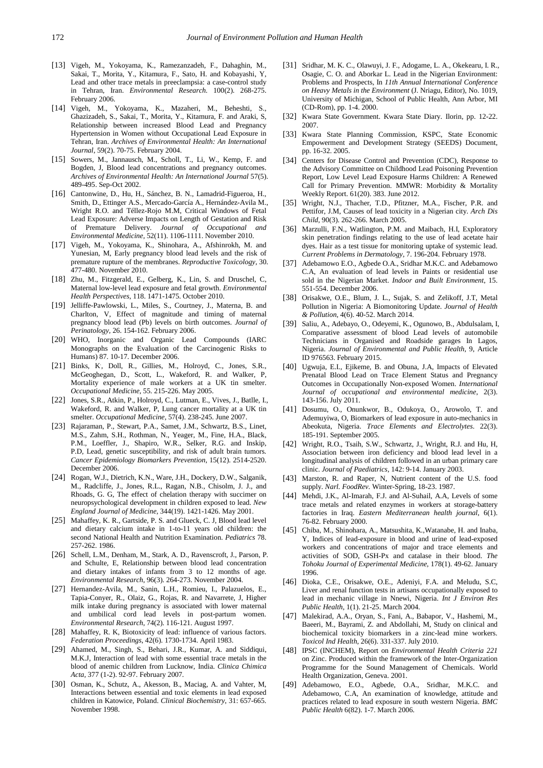[13] Vigeh, M., Yokoyama, K., Ramezanzadeh, F., Dahaghin, M., Sakai, T., Morita, Y., Kitamura, F., Sato, H. and Kobayashi, Y, Lead and other trace metals in preeclampsia: a case-control study in Tehran, Iran. *Environmental Research.* 100(2). 268-275. February 2006.

[14] Vigeh, M., Yokoyama, K., Mazaheri, M., Beheshti, S., Ghazizadeh, S., Sakai, T., Morita, Y., Kitamura, F. and Araki, S, Relationship between increased Blood Lead and Pregnancy Hypertension in Women without Occupational Lead Exposure in Tehran, Iran. *Archives of Environmental Health: An International Journal,* 59(2). 70-75. February 2004.

[15] Sowers, M., Jannausch, M., Scholl, T., Li, W., Kemp, F. and Bogden, J, Blood lead concentrations and pregnancy outcomes. *Archives of Environmental Health: An International Journal* 57(5). 489-495. Sep-Oct 2002.

[16] Cantonwine, D., Hu, H., Sánchez, B. N., Lamadrid-Figueroa, H., Smith, D., Ettinger A.S., Mercado-García A., Hernández-Avila M., Wright R.O. and Téllez-Rojo M.M, Critical Windows of Fetal Lead Exposure: Adverse Impacts on Length of Gestation and Risk of Premature Delivery. *Journal of Occupational and Environmental Medicine,* 52(11). 1106-1111. November 2010.

[17] Vigeh, M., Yokoyama, K., Shinohara, A., Afshinrokh, M. and Yunesian, M, Early pregnancy blood lead levels and the risk of premature rupture of the membranes. *Reproductive Toxicology,* 30. 477-480. November 2010.

[18] Zhu, M., Fitzgerald, E., Gelberg, K., Lin, S. and Druschel, C, Maternal low-level lead exposure and fetal growth. *Environmental Health Perspectives,* 118. 1471-1475. October 2010.

[19] Jelliffe-Pawlowski, L., Miles, S., Courtney, J., Materna, B. and Charlton, V, Effect of magnitude and timing of maternal pregnancy blood lead (Pb) levels on birth outcomes. *Journal of Perinatology,* 26. 154-162. February 2006.

[20] WHO, Inorganic and Organic Lead Compounds (IARC Monographs on the Evaluation of the Carcinogenic Risks to Humans) 87. 10-17. December 2006.

[21] Binks, K., Doll, R., Gillies, M., Holroyd, C., Jones, S.R., McGeoghegan, D., Scott, L., Wakeford, R. and Walker, P, Mortality experience of male workers at a UK tin smelter. *Occupational Medicine,* 55. 215-226. May 2005.

[22] Jones, S.R., Atkin, P., Holroyd, C., Lutman, E., Vives, J., Batlle, I., Wakeford, R. and Walker, P, Lung cancer mortality at a UK tin smelter. *Occupational Medicine,* 57(4). 238-245. June 2007.

[23] Rajaraman, P., Stewart, P.A., Samet, J.M., Schwartz, B.S., Linet, M.S., Zahm, S.H., Rothman, N., Yeager, M., Fine, H.A., Black, P.M., Loeffler, J., Shapiro, W.R., Selker, R.G. and Inskip, P.D, Lead, genetic susceptibility, and risk of adult brain tumors. *Cancer Epidemiology Biomarkers Prevention,* 15(12). 2514-2520. December 2006.

[24] Rogan, W.J., Dietrich, K.N., Ware, J.H., Dockery, D.W., Salganik, M., Radcliffe, J., Jones, R.L., Ragan, N.B., Chisolm, J. J., and Rhoads, G. G, The effect of chelation therapy with succimer on neuropsychological development in children exposed to lead. *New England Journal of Medicine,* 344(19). 1421-1426. May 2001.

[25] Mahaffey, K. R., Gartside, P. S. and Glueck, C. J, Blood lead and dietary calcium intake in 1-to-11 years old children: the second National Health and Nutrition Examination. *Pediatrics* 78. 257-262. 1986.

[26] Schell, L.M., Denham, M., Stark, A. D., Ravenscroft, J., Parson, P. and Schulte, E, Relationship between blood lead concentration and dietary intakes of infants from 3 to 12 months of age. *Environmental Research,* 96(3). 264-273. November 2004.

[27] Hernandez-Avila, M., Sanin, L.H., Romieu, I., Palazuelos, E., Tapia-Conyer, R., Olaiz, G., Rojas, R. and Navarrete, J, Higher milk intake during pregnancy is associated with lower maternal and umbilical cord lead levels in post-partum women. *Environmental Research,* 74(2). 116-121. August 1997.

[28] Mahaffey, R. K, Biotoxicity of lead: influence of various factors. *Federation Proceedings,* 42(6). 1730-1734. April 1983.

[29] Ahamed, M., Singh, S., Behari, J.R., Kumar, A. and Siddiqui, M.K.J, Interaction of lead with some essential trace metals in the blood of anemic children from Lucknow, India. *Clinica Chimica Acta,* 377 (1-2). 92-97. February 2007.

[30] Osman, K., Schutz, A., Akesson, B., Maciag, A. and Vahter, M, Interactions between essential and toxic elements in lead exposed children in Katowice, Poland. *Clinical Biochemistry,* 31: 657-665. November 1998.

[31] Sridhar, M. K. C., Olawuyi, J. F., Adogame, L. A., Okekearu, I. R., Osagie, C. O. and Aborkar L. Lead in the Nigerian Environment: Problems and Prospects, In *11th Annual International Conference on Heavy Metals in the Environment* (J. Nriagu, Editor), No. 1019, University of Michigan, School of Public Health, Ann Arbor, MI (CD-Rom), pp. 1-4. 2000.

[32] Kwara State Government. Kwara State Diary. Ilorin, pp. 12-22. 2007.

[33] Kwara State Planning Commission, KSPC, State Economic Empowerment and Development Strategy (SEEDS) Document, pp. 16-32. 2005.

[34] Centers for Disease Control and Prevention (CDC), Response to the Advisory Committee on Childhood Lead Poisoning Prevention Report, Low Level Lead Exposure Harms Children: A Renewed Call for Primary Prevention. MMWR: Morbidity & Mortality Weekly Report. 61(20). 383. June 2012.

[35] Wright, N.J., Thacher, T.D., Pfitzner, M.A., Fischer, P.R. and Pettifor, J.M, Causes of lead toxicity in a Nigerian city. *Arch Dis Child,* 90(3). 262-266. March 2005.

[36] Marzulli, F.N., Watlington, P.M. and Maibach, H.I, Exploratory skin penetration findings relating to the use of lead acetate hair dyes. Hair as a test tissue for monitoring uptake of systemic lead. *Current Problems in Dermatology,* 7. 196-204. February 1978.

[37] Adebamowo E.O., Agbede O.A., Sridhar M.K.C. and Adebamowo C.A, An evaluation of lead levels in Paints or residential use sold in the Nigerian Market. *Indoor and Built Environment,* 15. 551-554. December 2006.

[38] Orisakwe, O.E., Blum, J. L., Sujak, S. and Zelikoff, J.T, Metal Pollution in Nigeria: A Biomonitoring Update. *Journal of Health & Pollution,* 4(6). 40-52. March 2014.

[39] Saliu, A., Adebayo, O., Odeyemi, K., Ogunowo, B., Abdulsalam, I, Comparative assessment of blood Lead levels of automobile Technicians in Organised and Roadside garages In Lagos, Nigeria. *Journal of Environmental and Public Health,* 9, Article ID 976563. February 2015.

[40] Ugwuja, E.I., Ejikeme, B. and Obuna, J.A, Impacts of Elevated Prenatal Blood Lead on Trace Element Status and Pregnancy Outcomes in Occupationally Non-exposed Women. *International Journal of occupational and environmental medicine,* 2(3). 143-156. July 2011.

[41] Dosumu, O., Onunkwor, B., Odukoya, O., Arowolo, T. and Ademuyiwa, O, Biomarkers of lead exposure in auto-mechanics in Abeokuta, Nigeria. *Trace Elements and Electrolytes*. 22(3). 185-191. September 2005.

[42] Wright, R.O., Tsaih, S.W., Schwartz, J., Wright, R.J. and Hu, H, Association between iron deficiency and blood lead level in a longitudinal analysis of children followed in an urban primary care clinic. *Journal of Paediatrics,* 142: 9-14. January 2003.

[43] Marston, R. and Raper, N, Nutrient content of the U.S. food supply. *Narl. FoodRev*. Winter-Spring, 18-23. 1987.

[44] Mehdi, J.K., Al-Imarah, F.J. and Al-Suhail, A.A, Levels of some trace metals and related enzymes in workers at storage-battery factories in Iraq. *Eastern Mediterranean health journal,* 6(1). 76-82. February 2000.

[45] Chiba, M., Shinohara, A., Matsushita, K.,Watanabe, H. and Inaba, Y, Indices of lead-exposure in blood and urine of lead-exposed workers and concentrations of major and trace elements and activities of SOD, GSH-Px and catalase in their blood. *The Tohoku Journal of Experimental Medicine,* 178(1). 49-62. January 1996.

[46] Dioka, C.E., Orisakwe, O.E., Adeniyi, F.A. and Meludu, S.C, Liver and renal function tests in artisans occupationally exposed to lead in mechanic village in Nnewi, Nigeria. *Int J Environ Res Public Health,* 1(1). 21-25. March 2004.

[47] Malekirad, A.A., Oryan, S., Fani, A., Babapor, V., Hashemi, M., Baeeri, M., Bayrami, Z. and Abdollahi, M, Study on clinical and biochemical toxicity biomarkers in a zinc-lead mine workers. *Toxicol Ind Health,* 26(6). 331-337. July 2010.

[48] IPSC (INCHEM), Report on *Environmental Health Criteria 221* on Zinc. Produced within the framework of the Inter-Organization Programme for the Sound Management of Chemicals. World Health Organization, Geneva. 2001.

[49] Adebamowo, E.O., Agbede, O.A., Sridhar, M.K.C. and Adebamowo, C.A, An examination of knowledge, attitude and practices related to lead exposure in south western Nigeria. *BMC Public Health* 6(82). 1-7. March 2006.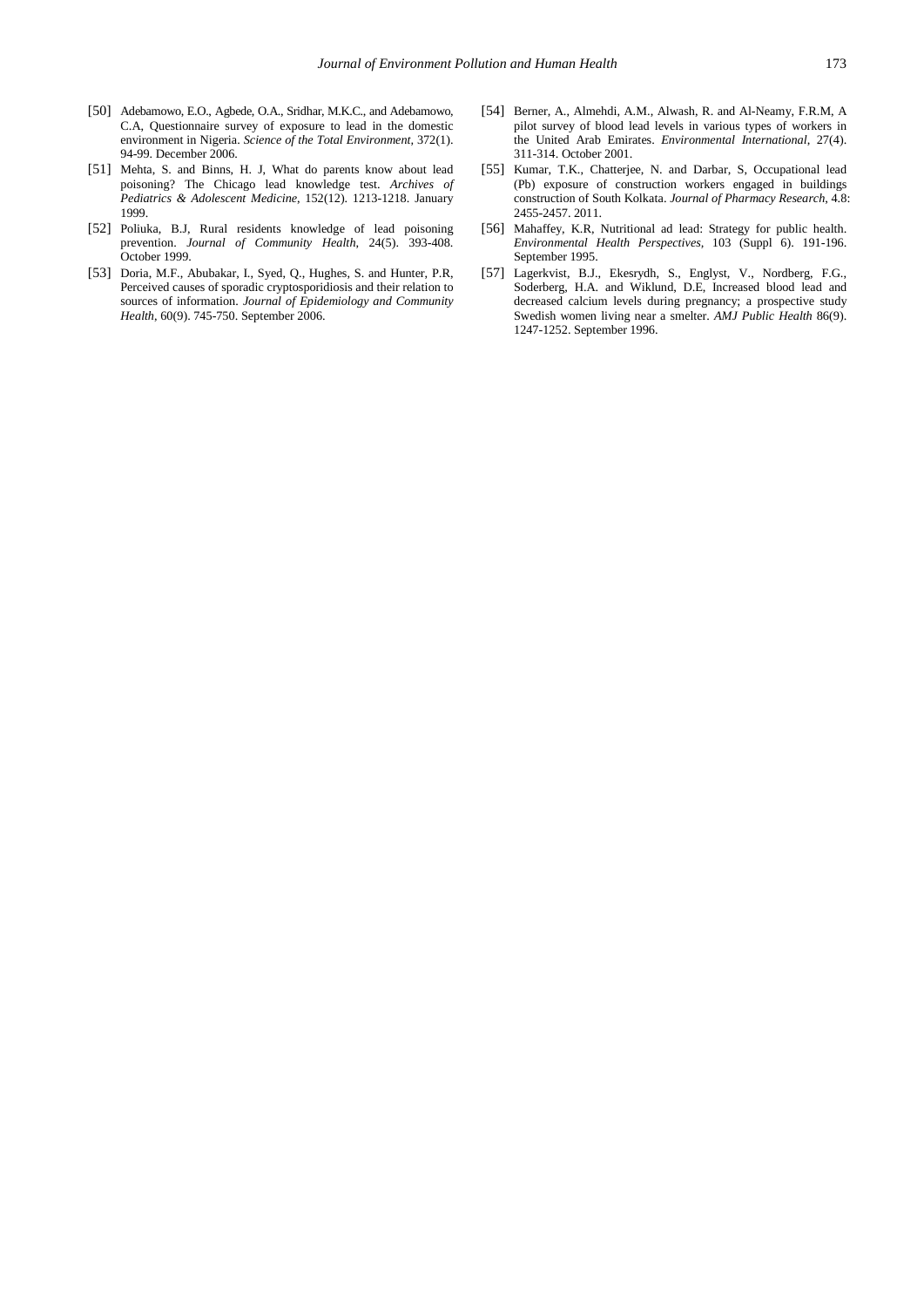[50] Adebamowo, E.O., Agbede, O.A., Sridhar, M.K.C., and Adebamowo, C.A, Questionnaire survey of exposure to lead in the domestic environment in Nigeria. *Science of the Total Environment*, 372(1). 94-99. December 2006.

[51] Mehta, S. and Binns, H. J, What do parents know about lead poisoning? The Chicago lead knowledge test. *Archives of Pediatrics & Adolescent Medicine*, 152(12). 1213-1218. January 1999.

[52] Poliuka, B.J, Rural residents knowledge of lead poisoning prevention. *Journal of Community Health*, 24(5). 393-408. October 1999.

[53] Doria, M.F., Abubakar, I., Syed, Q., Hughes, S. and Hunter, P.R, Perceived causes of sporadic cryptosporidiosis and their relation to sources of information. *Journal of Epidemiology and Community Health*, 60(9). 745-750. September 2006.

[54] Berner, A., Almehdi, A.M., Alwash, R. and Al-Neamy, F.R.M, A pilot survey of blood lead levels in various types of workers in the United Arab Emirates. *Environmental International*, 27(4). 311-314. October 2001.

[55] Kumar, T.K., Chatterjee, N. and Darbar, S, Occupational lead (Pb) exposure of construction workers engaged in buildings construction of South Kolkata. *Journal of Pharmacy Research*, 4.8: 2455-2457. 2011.

[56] Mahaffey, K.R, Nutritional ad lead: Strategy for public health. *Environmental Health Perspectives*, 103 (Suppl 6). 191-196. September 1995.

[57] Lagerkvist, B.J., Ekesrydh, S., Englyst, V., Nordberg, F.G., Soderberg, H.A. and Wiklund, D.E, Increased blood lead and decreased calcium levels during pregnancy; a prospective study Swedish women living near a smelter. *AMJ Public Health* 86(9). 1247-1252. September 1996.